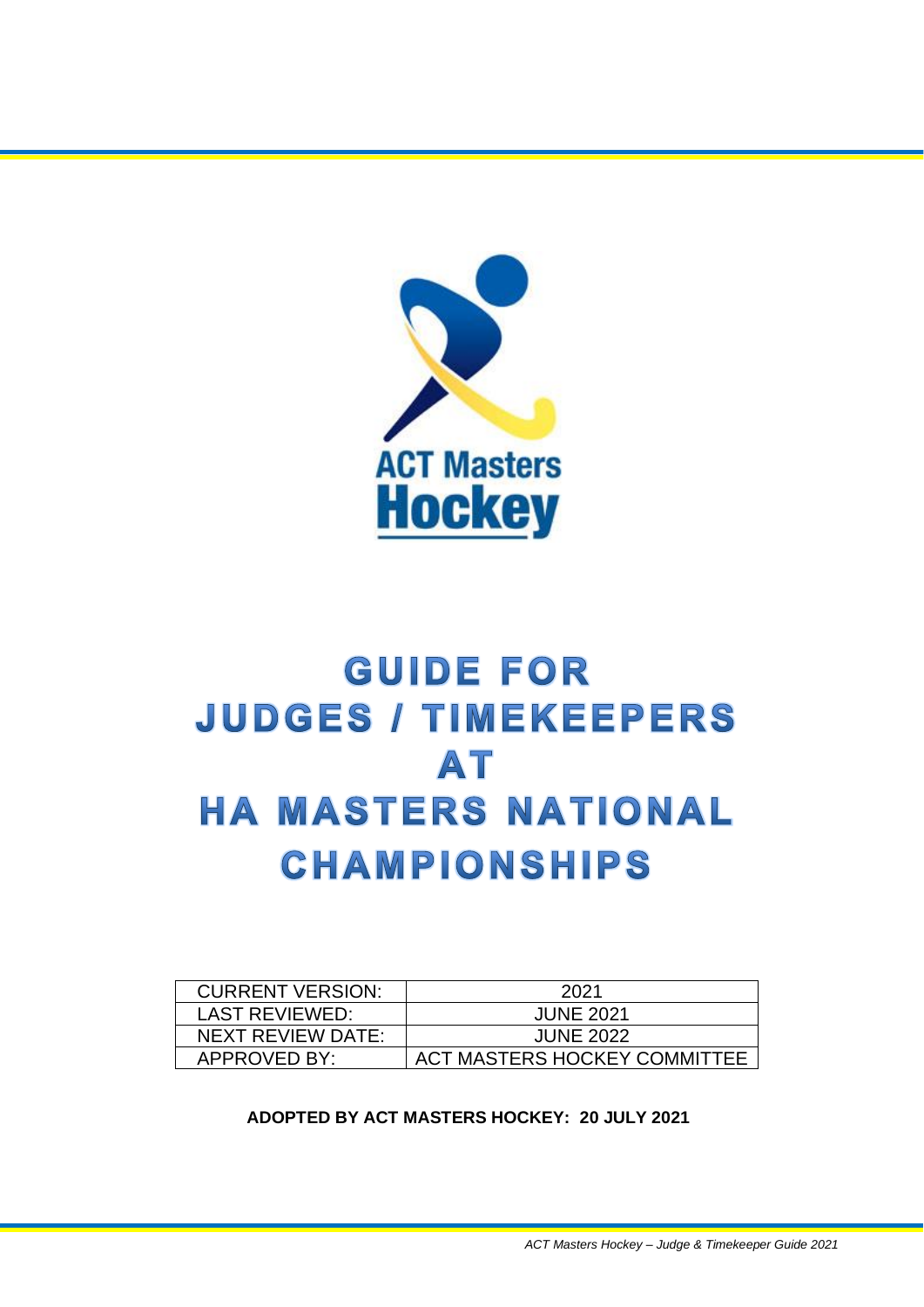ACT Masters
Hockey

# GUIDE FOR JUDGES / TIMEKEEPERS AT HA MASTERS NATIONAL CHAMPIONSHIPS

| CURRENT VERSION: | 2021 |
|---|---|
| LAST REVIEWED: | JUNE 2021 |
| NEXT REVIEW DATE: | JUNE 2022 |
| APPROVED BY: | ACT MASTERS HOCKEY COMMITTEE |

**ADOPTED BY ACT MASTERS HOCKEY: 20 JULY 2021**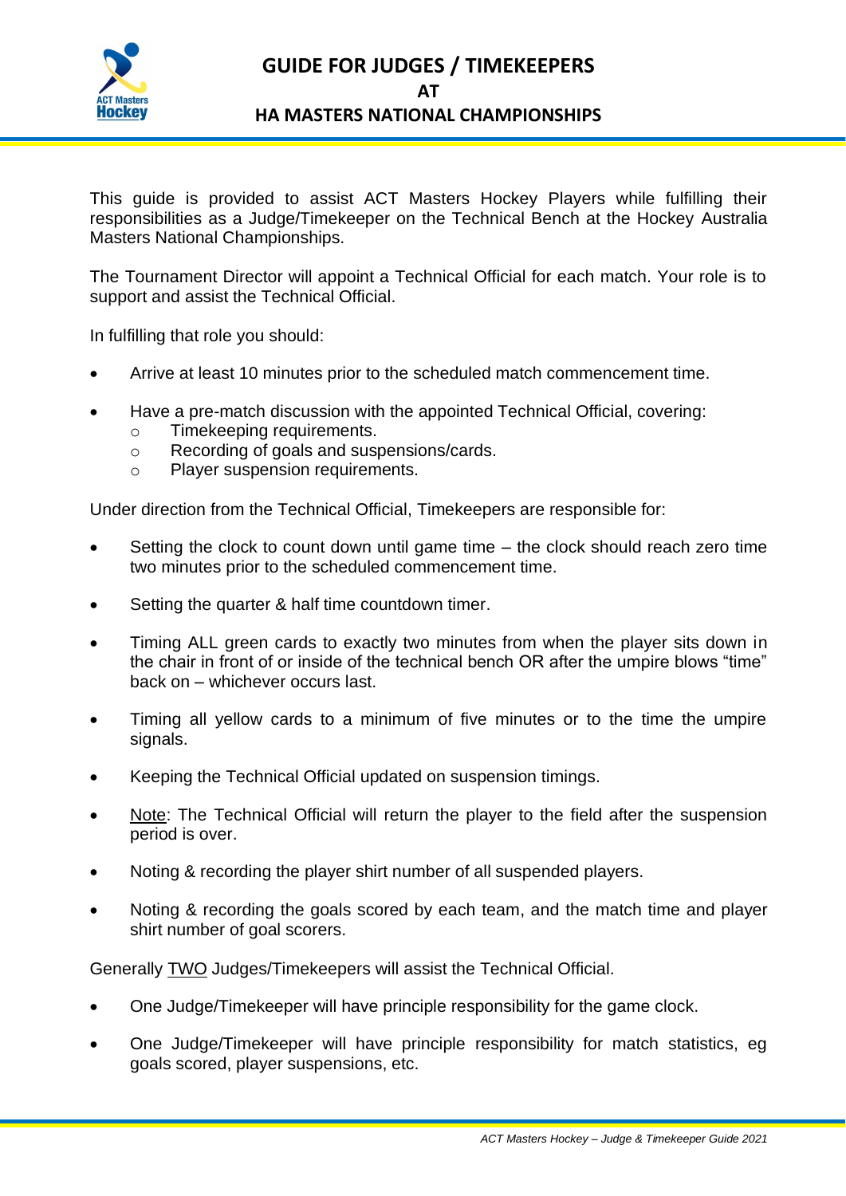# GUIDE FOR JUDGES / TIMEKEEPERS AT HA MASTERS NATIONAL CHAMPIONSHIPS

This guide is provided to assist ACT Masters Hockey Players while fulfilling their responsibilities as a Judge/Timekeeper on the Technical Bench at the Hockey Australia Masters National Championships.

The Tournament Director will appoint a Technical Official for each match. Your role is to support and assist the Technical Official.

In fulfilling that role you should:

- Arrive at least 10 minutes prior to the scheduled match commencement time.
- Have a pre-match discussion with the appointed Technical Official, covering:
  - Timekeeping requirements.
  - Recording of goals and suspensions/cards.
  - Player suspension requirements.

Under direction from the Technical Official, Timekeepers are responsible for:

- Setting the clock to count down until game time – the clock should reach zero time two minutes prior to the scheduled commencement time.
- Setting the quarter & half time countdown timer.
- Timing ALL green cards to exactly two minutes from when the player sits down in the chair in front of or inside of the technical bench OR after the umpire blows "time" back on – whichever occurs last.
- Timing all yellow cards to a minimum of five minutes or to the time the umpire signals.
- Keeping the Technical Official updated on suspension timings.
- Note: The Technical Official will return the player to the field after the suspension period is over.
- Noting & recording the player shirt number of all suspended players.
- Noting & recording the goals scored by each team, and the match time and player shirt number of goal scorers.

Generally TWO Judges/Timekeepers will assist the Technical Official.

- One Judge/Timekeeper will have principle responsibility for the game clock.
- One Judge/Timekeeper will have principle responsibility for match statistics, eg goals scored, player suspensions, etc.